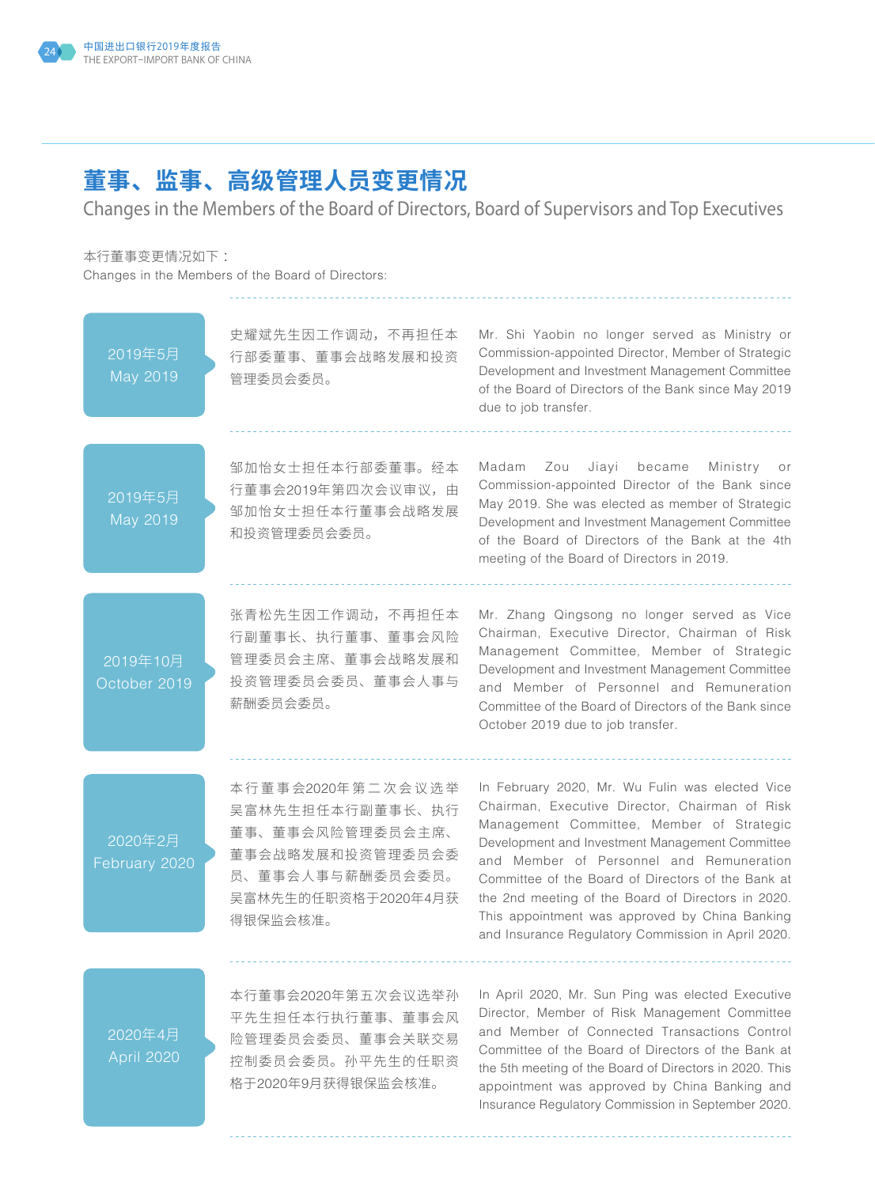# 董事、监事、高级管理人员变更情况

## Changes in the Members of the Board of Directors, Board of Supervisors and Top Executives

本行董事变更情况如下：

Changes in the Members of the Board of Directors:

| 时间 / Date | 中文 | English |
| --- | --- | --- |
| 2019年5月 May 2019 | 史耀斌先生因工作调动，不再担任本行部委董事、董事会战略发展和投资管理委员会委员。 | Mr. Shi Yaobin no longer served as Ministry or Commission-appointed Director, Member of Strategic Development and Investment Management Committee of the Board of Directors of the Bank since May 2019 due to job transfer. |
| 2019年5月 May 2019 | 邹加怡女士担任本行部委董事。经本行董事会2019年第四次会议审议，由邹加怡女士担任本行董事会战略发展和投资管理委员会委员。 | Madam Zou Jiayi became Ministry or Commission-appointed Director of the Bank since May 2019. She was elected as member of Strategic Development and Investment Management Committee of the Board of Directors of the Bank at the 4th meeting of the Board of Directors in 2019. |
| 2019年10月 October 2019 | 张青松先生因工作调动，不再担任本行副董事长、执行董事、董事会风险管理委员会主席、董事会战略发展和投资管理委员会委员、董事会人事与薪酬委员会委员。 | Mr. Zhang Qingsong no longer served as Vice Chairman, Executive Director, Chairman of Risk Management Committee, Member of Strategic Development and Investment Management Committee and Member of Personnel and Remuneration Committee of the Board of Directors of the Bank since October 2019 due to job transfer. |
| 2020年2月 February 2020 | 本行董事会2020年第二次会议选举吴富林先生担任本行副董事长、执行董事、董事会风险管理委员会主席、董事会战略发展和投资管理委员会委员、董事会人事与薪酬委员会委员。吴富林先生的任职资格于2020年4月获得银保监会核准。 | In February 2020, Mr. Wu Fulin was elected Vice Chairman, Executive Director, Chairman of Risk Management Committee, Member of Strategic Development and Investment Management Committee and Member of Personnel and Remuneration Committee of the Board of Directors of the Bank at the 2nd meeting of the Board of Directors in 2020. This appointment was approved by China Banking and Insurance Regulatory Commission in April 2020. |
| 2020年4月 April 2020 | 本行董事会2020年第五次会议选举孙平先生担任本行执行董事、董事会风险管理委员会委员、董事会关联交易控制委员会委员。孙平先生的任职资格于2020年9月获得银保监会核准。 | In April 2020, Mr. Sun Ping was elected Executive Director, Member of Risk Management Committee and Member of Connected Transactions Control Committee of the Board of Directors of the Bank at the 5th meeting of the Board of Directors in 2020. This appointment was approved by China Banking and Insurance Regulatory Commission in September 2020. |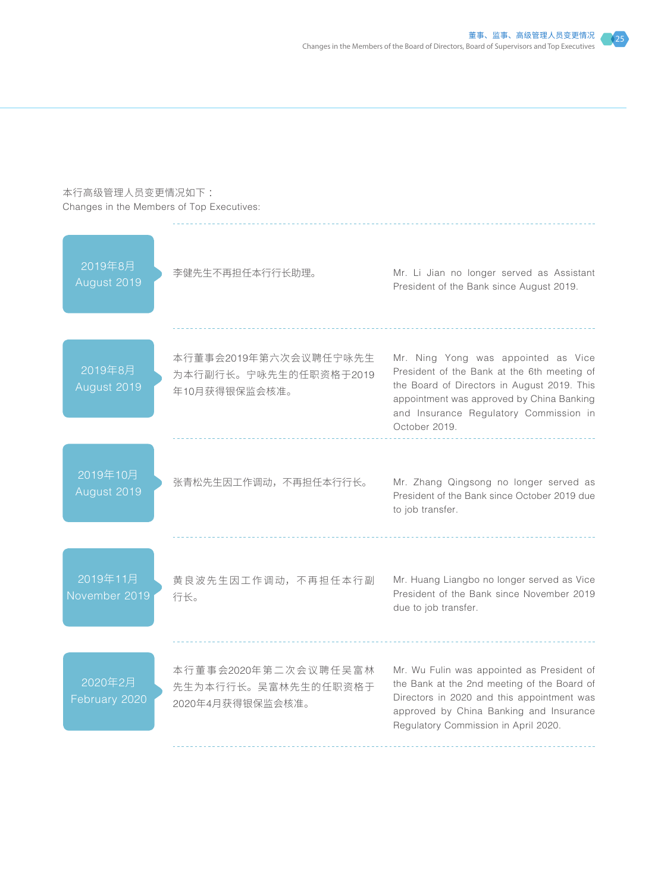本行高级管理人员变更情况如下：
Changes in the Members of Top Executives:

| | | |
|---|---|---|
| 2019年8月<br>August 2019 | 李健先生不再担任本行行长助理。 | Mr. Li Jian no longer served as Assistant President of the Bank since August 2019. |
| 2019年8月<br>August 2019 | 本行董事会2019年第六次会议聘任宁咏先生为本行副行长。宁咏先生的任职资格于2019年10月获得银保监会核准。 | Mr. Ning Yong was appointed as Vice President of the Bank at the 6th meeting of the Board of Directors in August 2019. This appointment was approved by China Banking and Insurance Regulatory Commission in October 2019. |
| 2019年10月<br>August 2019 | 张青松先生因工作调动，不再担任本行行长。 | Mr. Zhang Qingsong no longer served as President of the Bank since October 2019 due to job transfer. |
| 2019年11月<br>November 2019 | 黄良波先生因工作调动，不再担任本行副行长。 | Mr. Huang Liangbo no longer served as Vice President of the Bank since November 2019 due to job transfer. |
| 2020年2月<br>February 2020 | 本行董事会2020年第二次会议聘任吴富林先生为本行行长。吴富林先生的任职资格于2020年4月获得银保监会核准。 | Mr. Wu Fulin was appointed as President of the Bank at the 2nd meeting of the Board of Directors in 2020 and this appointment was approved by China Banking and Insurance Regulatory Commission in April 2020. |